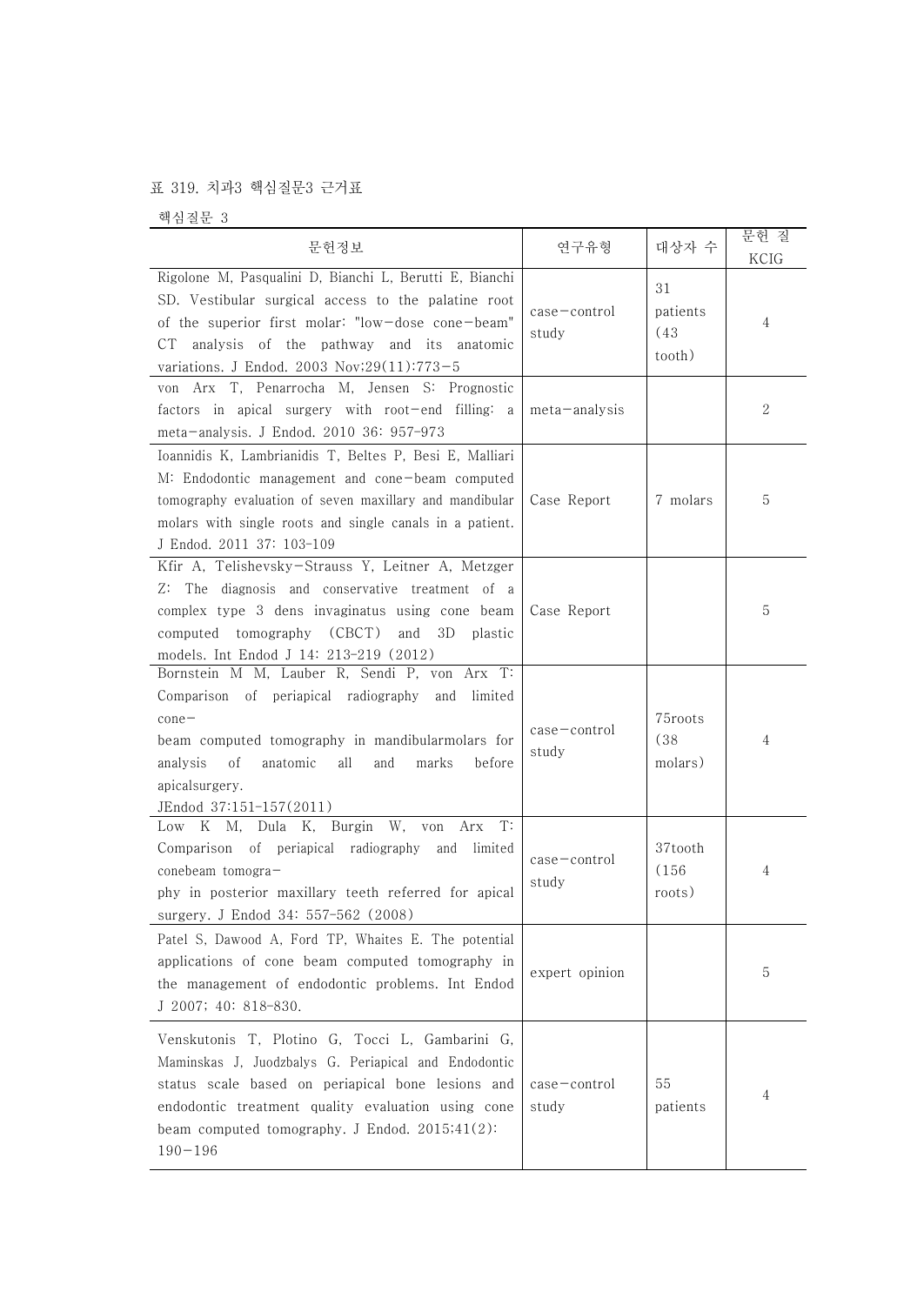표 319. 치과3 핵심질문3 근거표

핵심질문 3

| 문헌정보 | 연구유형 | 대상자 수 | 문헌 질 KCIG |
|---|---|---|---|
| Rigolone M, Pasqualini D, Bianchi L, Berutti E, Bianchi SD. Vestibular surgical access to the palatine root of the superior first molar: "low-dose cone-beam" CT analysis of the pathway and its anatomic variations. J Endod. 2003 Nov;29(11):773-5 | case-control study | 31 patients (43 tooth) | 4 |
| von Arx T, Penarrocha M, Jensen S: Prognostic factors in apical surgery with root-end filling: a meta-analysis. J Endod. 2010 36: 957-973 | meta-analysis | | 2 |
| Ioannidis K, Lambrianidis T, Beltes P, Besi E, Malliari M: Endodontic management and cone-beam computed tomography evaluation of seven maxillary and mandibular molars with single roots and single canals in a patient. J Endod. 2011 37: 103-109 | Case Report | 7 molars | 5 |
| Kfir A, Telishevsky-Strauss Y, Leitner A, Metzger Z: The diagnosis and conservative treatment of a complex type 3 dens invaginatus using cone beam computed tomography (CBCT) and 3D plastic models. Int Endod J 14: 213-219 (2012) | Case Report | | 5 |
| Bornstein M M, Lauber R, Sendi P, von Arx T: Comparison of periapical radiography and limited cone-beam computed tomography in mandibularmolars for analysis of anatomic all and marks before apicalsurgery. JEndod 37:151-157(2011) | case-control study | 75roots (38 molars) | 4 |
| Low K M, Dula K, Burgin W, von Arx T: Comparison of periapical radiography and limited conebeam tomography in posterior maxillary teeth referred for apical surgery. J Endod 34: 557-562 (2008) | case-control study | 37tooth (156 roots) | 4 |
| Patel S, Dawood A, Ford TP, Whaites E. The potential applications of cone beam computed tomography in the management of endodontic problems. Int Endod J 2007; 40: 818-830. | expert opinion | | 5 |
| Venskutonis T, Plotino G, Tocci L, Gambarini G, Maminskas J, Juodzbalys G. Periapical and Endodontic status scale based on periapical bone lesions and endodontic treatment quality evaluation using cone beam computed tomography. J Endod. 2015;41(2): 190-196 | case-control study | 55 patients | 4 |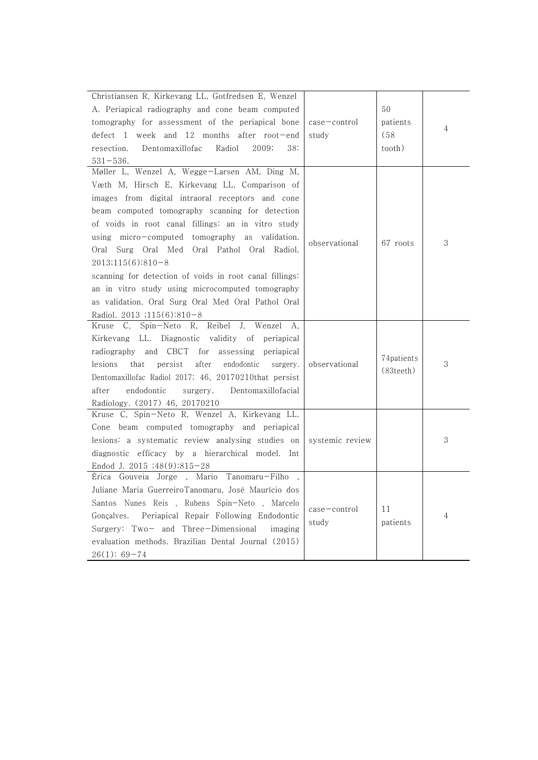| | | | |
|---|---|---|---|
| Christiansen R, Kirkevang LL, Gotfredsen E, Wenzel A. Periapical radiography and cone beam computed tomography for assessment of the periapical bone defect 1 week and 12 months after root-end resection. Dentomaxillofac Radiol 2009; 38: 531-536. | case-control study | 50 patients (58 tooth) | 4 |
| Møller L, Wenzel A, Wegge-Larsen AM, Ding M, Væth M, Hirsch E, Kirkevang LL. Comparison of images from digital intraoral receptors and cone beam computed tomography scanning for detection of voids in root canal fillings: an in vitro study using micro-computed tomography as validation. Oral Surg Oral Med Oral Pathol Oral Radiol. 2013;115(6):810-8 scanning for detection of voids in root canal fillings: an in vitro study using microcomputed tomography as validation. Oral Surg Oral Med Oral Pathol Oral Radiol. 2013 ;115(6):810-8 | observational | 67 roots | 3 |
| Kruse C, Spin-Neto R, Reibel J, Wenzel A, Kirkevang LL. Diagnostic validity of periapical radiography and CBCT for assessing periapical lesions that persist after endodontic surgery. Dentomaxillofac Radiol 2017; 46, 20170210that persist after endodontic surgery. Dentomaxillofacial Radiology. (2017) 46, 20170210 | observational | 74patients (83teeth) | 3 |
| Kruse C, Spin-Neto R, Wenzel A, Kirkevang LL. Cone beam computed tomography and periapical lesions: a systematic review analysing studies on diagnostic efficacy by a hierarchical model. Int Endod J. 2015 ;48(9):815-28 | systemic review | | 3 |
| Érica Gouveia Jorge , Mario Tanomaru-Filho , Juliane Maria GuerreiroTanomaru, José Maurício dos Santos Nunes Reis , Rubens Spin-Neto , Marcelo Gonçalves. Periapical Repair Following Endodontic Surgery: Two- and Three-Dimensional imaging evaluation methods. Brazilian Dental Journal (2015) 26(1): 69-74 | case-control study | 11 patients | 4 |